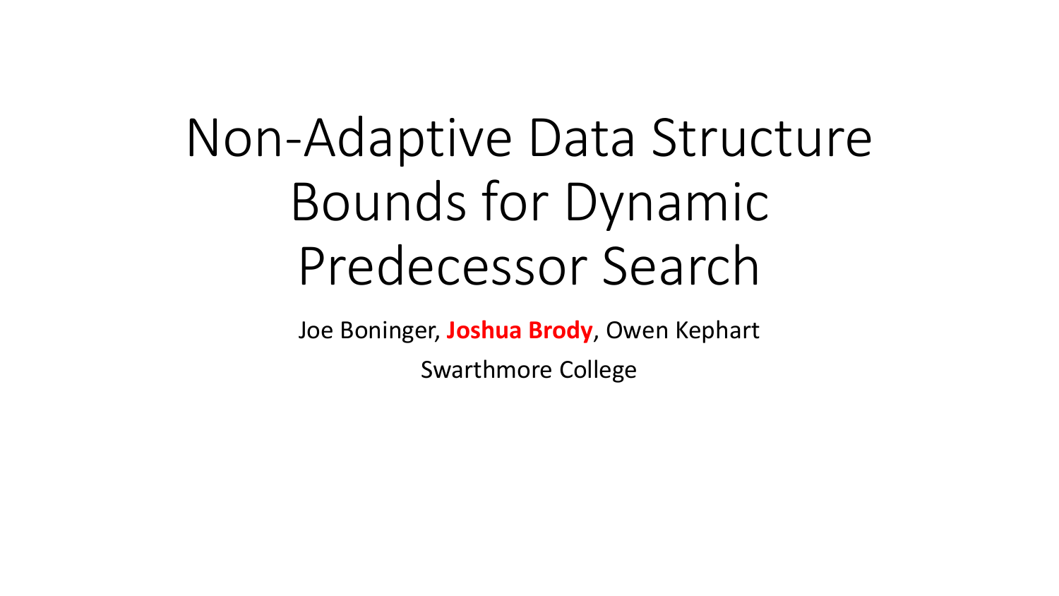# Non-Adaptive Data Structure Bounds for Dynamic Predecessor Search

Joe Boninger, **Joshua Brody**, Owen Kephart

Swarthmore College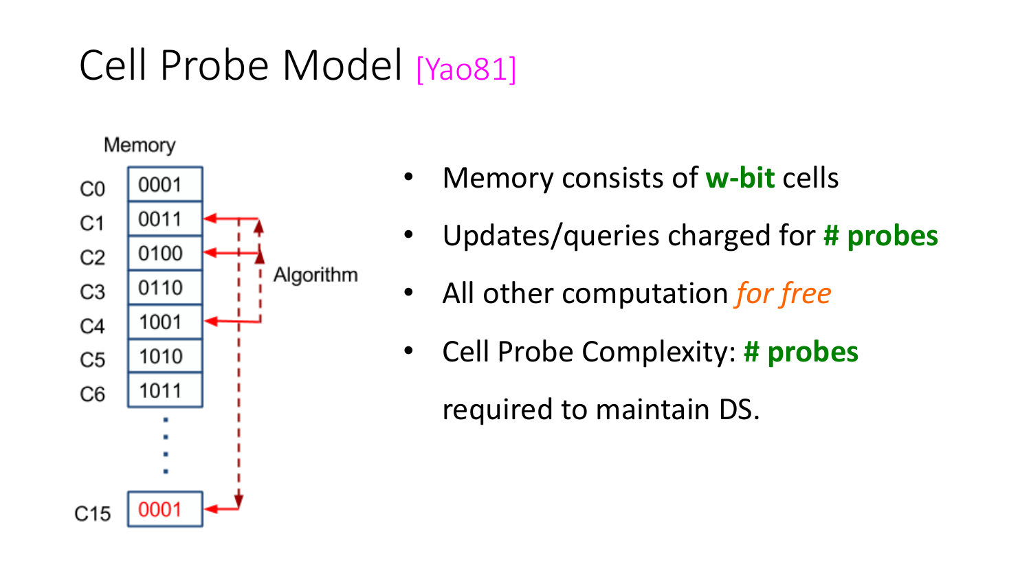# Cell Probe Model [Yao81]

- Memory consists of **w-bit** cells
- Updates/queries charged for **# probes**
- All other computation *for free*
- Cell Probe Complexity: **# probes** required to maintain DS.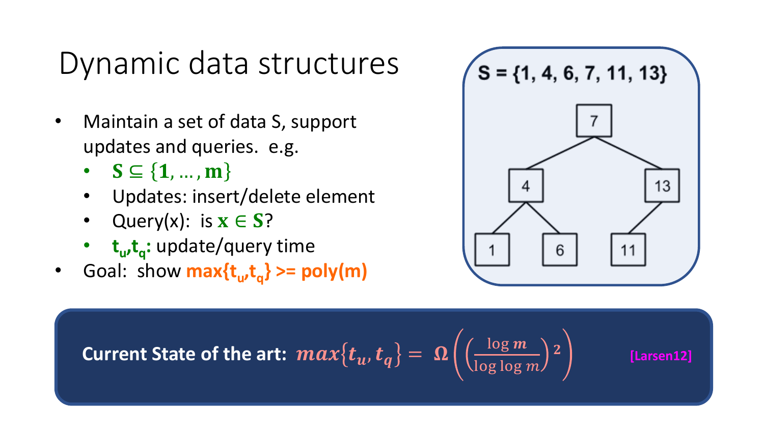# Dynamic data structures

- Maintain a set of data S, support updates and queries. e.g.
  - $\mathbf{S} \subseteq \{\mathbf{1}, \ldots, \mathbf{m}\}$
  - Updates: insert/delete element
  - Query(x): is $\mathbf{x} \in \mathbf{S}$?
  - $\mathbf{t_u}, \mathbf{t_q}$: update/query time
- Goal: show $\max\{t_u, t_q\} \geq \mathrm{poly}(m)$

$S = \{1, 4, 6, 7, 11, 13\}$

**Current State of the art:** $max\{t_u, t_q\} = \Omega\left(\left(\frac{\log m}{\log\log m}\right)^2\right)$ [Larsen12]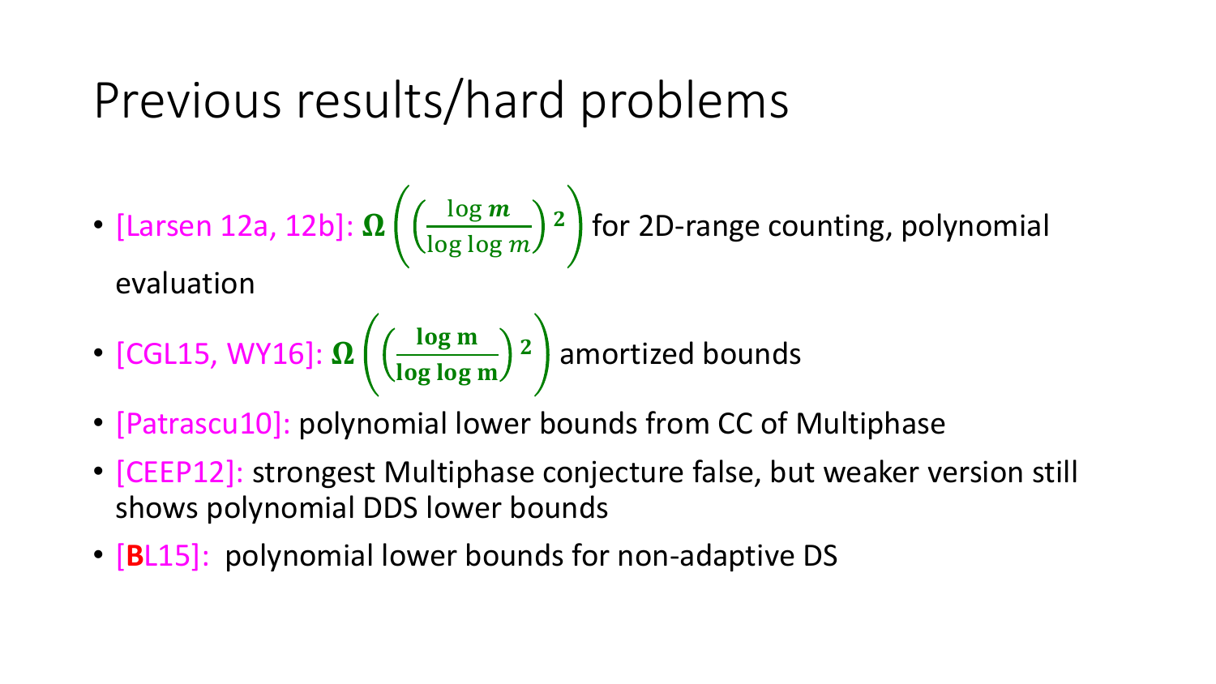# Previous results/hard problems

- [Larsen 12a, 12b]: $\Omega\left(\left(\frac{\log m}{\log \log m}\right)^2\right)$ for 2D-range counting, polynomial evaluation
- [CGL15, WY16]: $\Omega\left(\left(\frac{\log m}{\log \log m}\right)^2\right)$ amortized bounds
- [Patrascu10]: polynomial lower bounds from CC of Multiphase
- [CEEP12]: strongest Multiphase conjecture false, but weaker version still shows polynomial DDS lower bounds
- [**B**L15]: polynomial lower bounds for non-adaptive DS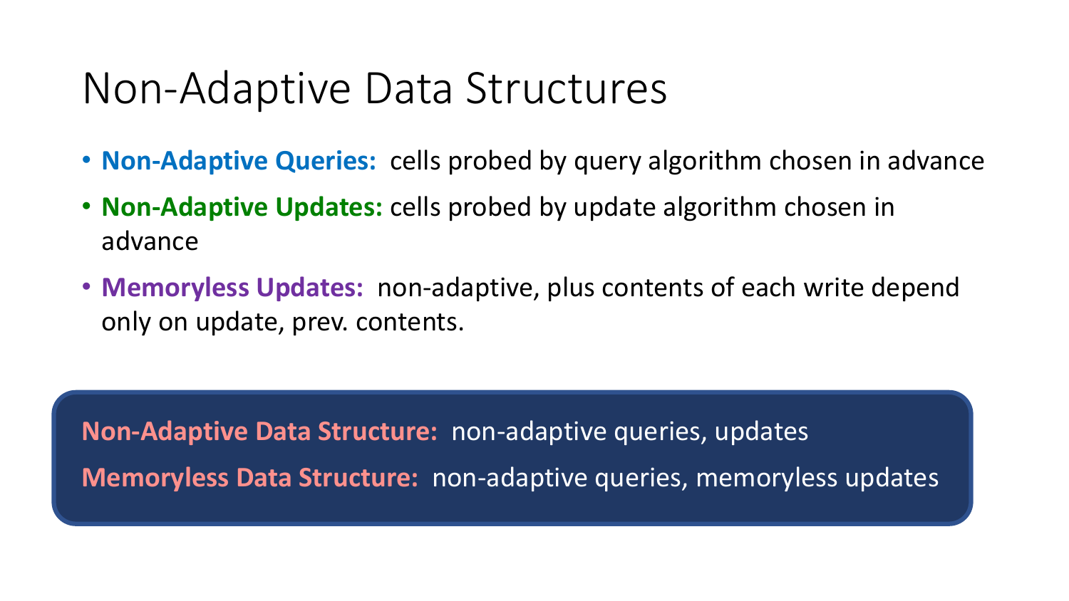# Non-Adaptive Data Structures

- **Non-Adaptive Queries:** cells probed by query algorithm chosen in advance
- **Non-Adaptive Updates:** cells probed by update algorithm chosen in advance
- **Memoryless Updates:** non-adaptive, plus contents of each write depend only on update, prev. contents.

**Non-Adaptive Data Structure:** non-adaptive queries, updates

**Memoryless Data Structure:** non-adaptive queries, memoryless updates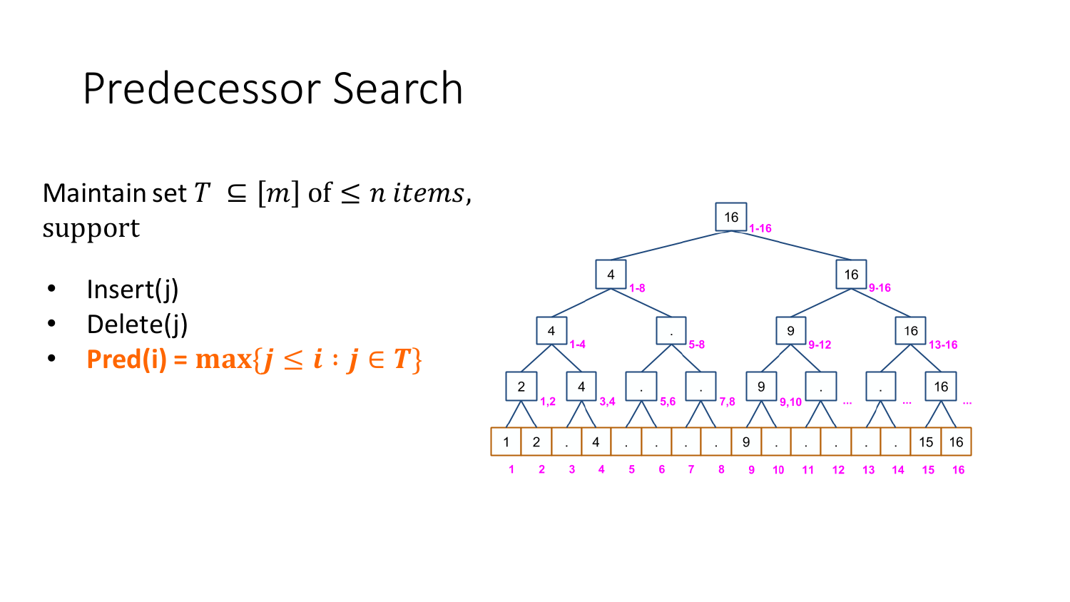# Predecessor Search

Maintain set $T \subseteq [m]$ of $\leq n$ $items$, support

- Insert(j)
- Delete(j)
- **Pred(i) = $\max\{j \leq i : j \in T\}$**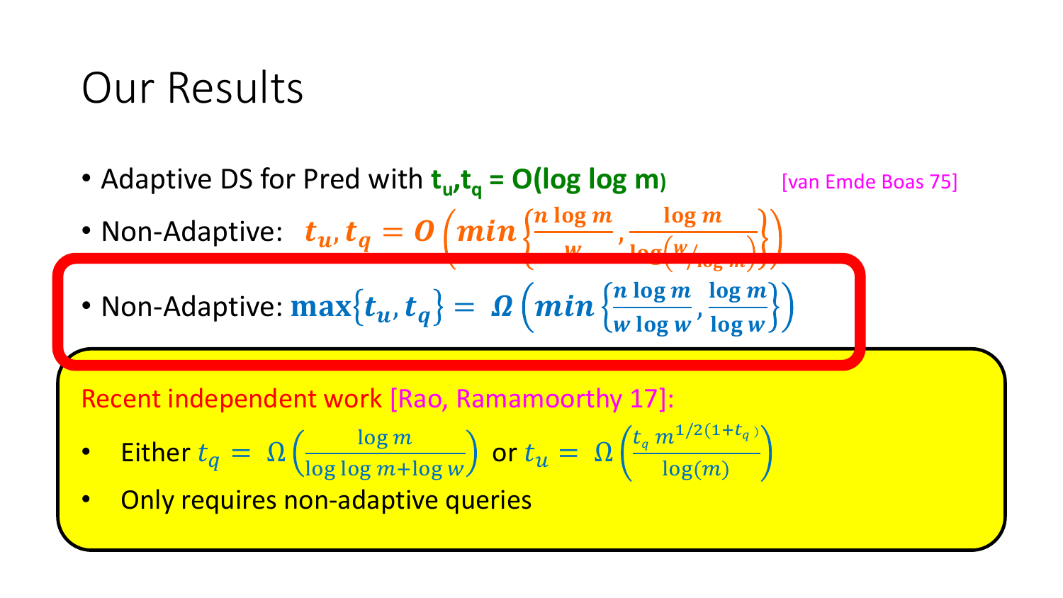# Our Results

- Adaptive DS for Pred with $t_u, t_q = O(\log \log m)$ [van Emde Boas 75]
- Non-Adaptive: $t_u, t_q = O\left(\min\left\{\frac{n \log m}{w}, \frac{\log m}{\log\left(\frac{w}{\log m}\right)}\right\}\right)$
- Non-Adaptive: $\max\{t_u, t_q\} = \Omega\left(\min\left\{\frac{n \log m}{w \log w}, \frac{\log m}{\log w}\right\}\right)$

Recent independent work [Rao, Ramamoorthy 17]:

- Either $t_q = \Omega\left(\frac{\log m}{\log \log m + \log w}\right)$ or $t_u = \Omega\left(\frac{t_q\, m^{1/2(1+t_q)}}{\log(m)}\right)$
- Only requires non-adaptive queries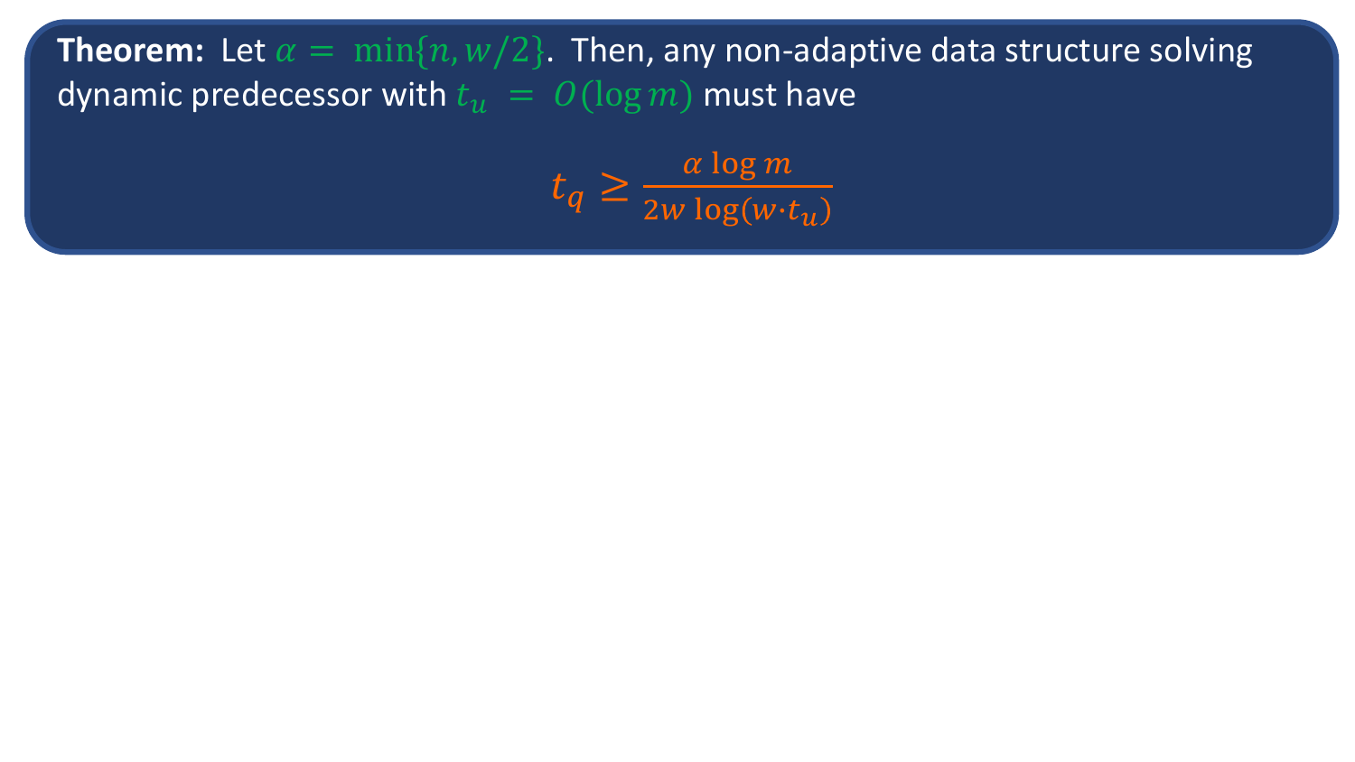**Theorem:** Let $\alpha = \min\{n, w/2\}$. Then, any non-adaptive data structure solving dynamic predecessor with $t_u = O(\log m)$ must have

$$t_q \geq \frac{\alpha \log m}{2w \log(w \cdot t_u)}$$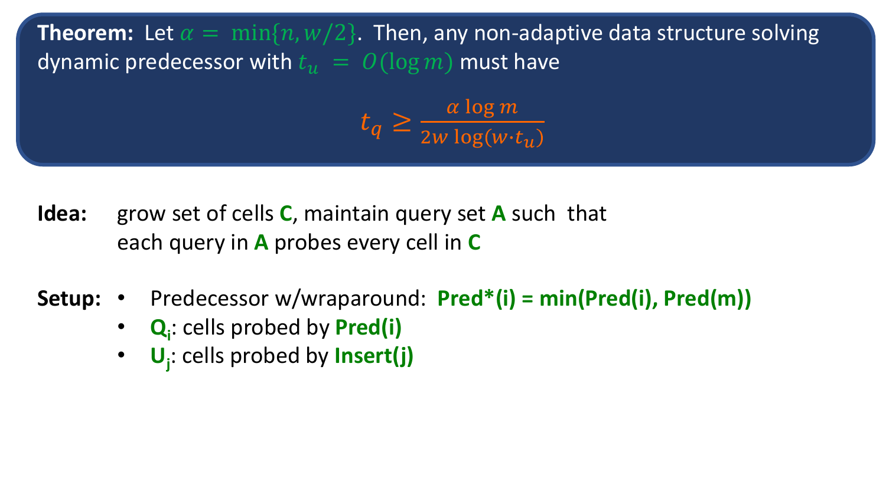**Theorem:** Let $\alpha = \min\{n, w/2\}$. Then, any non-adaptive data structure solving dynamic predecessor with $t_u = O(\log m)$ must have

$$t_q \geq \frac{\alpha \log m}{2w \log(w \cdot t_u)}$$

**Idea:** grow set of cells **C**, maintain query set **A** such that each query in **A** probes every cell in **C**

**Setup:**

- Predecessor w/wraparound: **Pred*(i) = min(Pred(i), Pred(m))**
- $Q_i$: cells probed by **Pred(i)**
- $U_j$: cells probed by **Insert(j)**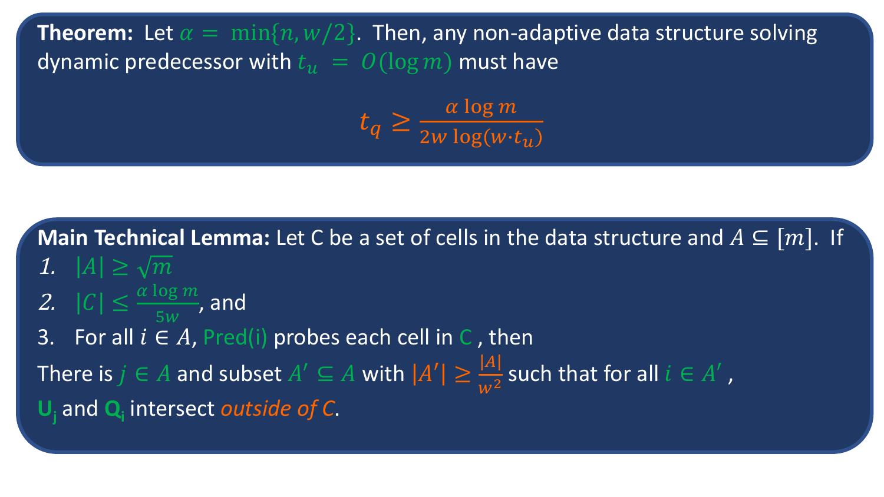**Theorem:** Let $\alpha = \min\{n, w/2\}$. Then, any non-adaptive data structure solving dynamic predecessor with $t_u = O(\log m)$ must have

$$t_q \geq \frac{\alpha \log m}{2w \log(w \cdot t_u)}$$

**Main Technical Lemma:** Let C be a set of cells in the data structure and $A \subseteq [m]$. If

1. $|A| \geq \sqrt{m}$
2. $|C| \leq \frac{\alpha \log m}{5w}$, and
3. For all $i \in A$, Pred(i) probes each cell in C , then

There is $j \in A$ and subset $A' \subseteq A$ with $|A'| \geq \frac{|A|}{w^2}$ such that for all $i \in A'$ ,
**$U_j$** and **$Q_i$** intersect *outside of C*.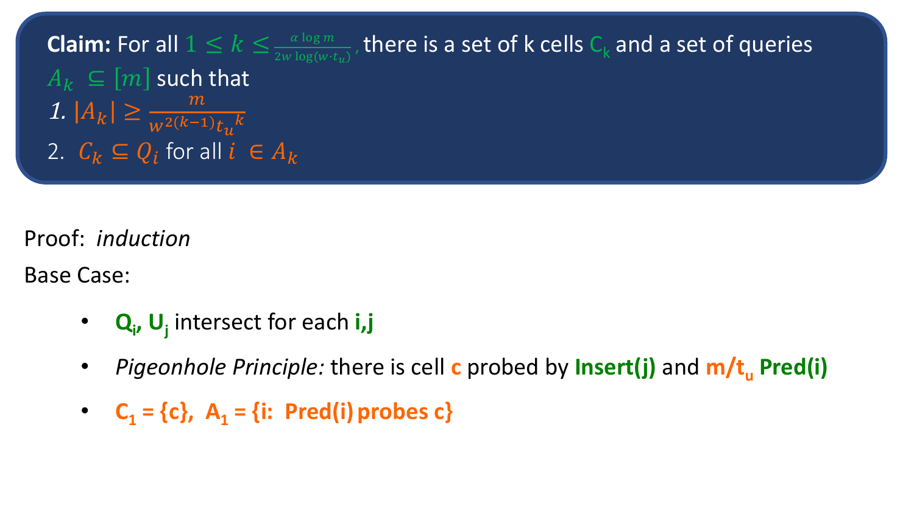**Claim:** For all $1 \leq k \leq \frac{\alpha \log m}{2w \log(w \cdot t_u)}$, there is a set of k cells $C_k$ and a set of queries $A_k \subseteq [m]$ such that

1. $|A_k| \geq \frac{m}{w^{2(k-1)} {t_u}^k}$
2. $C_k \subseteq Q_i$ for all $i \in A_k$

Proof: *induction*

Base Case:

- **$Q_i$, $U_j$** intersect for each **i,j**
- *Pigeonhole Principle:* there is cell **c** probed by **Insert(j)** and **$m/t_u$ Pred(i)**
- **$C_1$ = {c}, $A_1$ = {i: Pred(i) probes c}**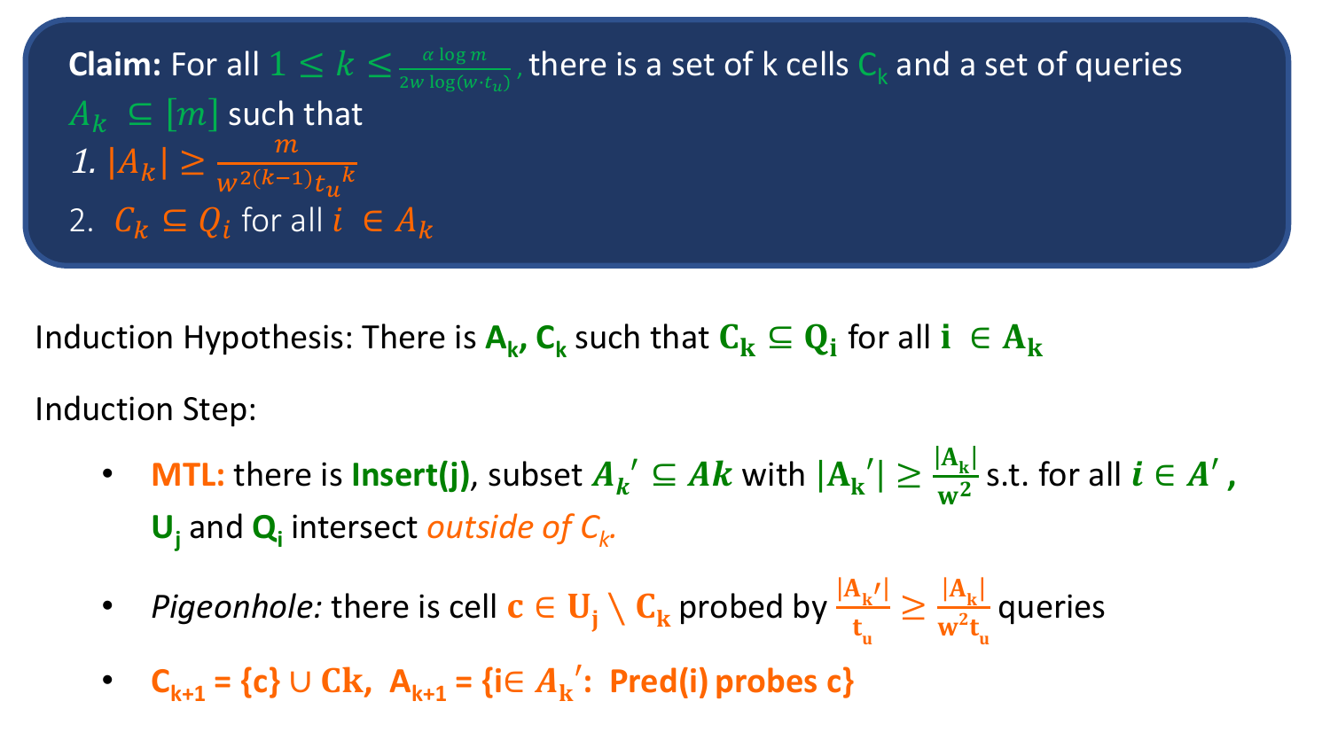**Claim:** For all $1 \leq k \leq \frac{\alpha \log m}{2w \log(w \cdot t_u)}$, there is a set of k cells $C_k$ and a set of queries $A_k \subseteq [m]$ such that

1. $|A_k| \geq \frac{m}{w^{2(k-1)} {t_u}^k}$
2. $C_k \subseteq Q_i$ for all $i \in A_k$

Induction Hypothesis: There is $\mathbf{A_k}$, $\mathbf{C_k}$ such that $\mathbf{C_k \subseteq Q_i}$ for all $\mathbf{i} \in \mathbf{A_k}$

Induction Step:

- **MTL:** there is **Insert(j)**, subset $A_k' \subseteq Ak$ with $|A_k'| \geq \frac{|A_k|}{w^2}$ s.t. for all $i \in A'$, $\mathbf{U_j}$ and $\mathbf{Q_i}$ intersect *outside of $C_k$.*
- *Pigeonhole:* there is cell $\mathbf{c} \in \mathbf{U_j} \setminus \mathbf{C_k}$ probed by $\frac{|A_k'|}{t_u} \geq \frac{|A_k|}{w^2 t_u}$ queries
- $\mathbf{C_{k+1} = \{c\} \cup Ck}$, $\mathbf{A_{k+1}} = \{\mathbf{i} \in A_k'$: **Pred(i) probes c**$\}$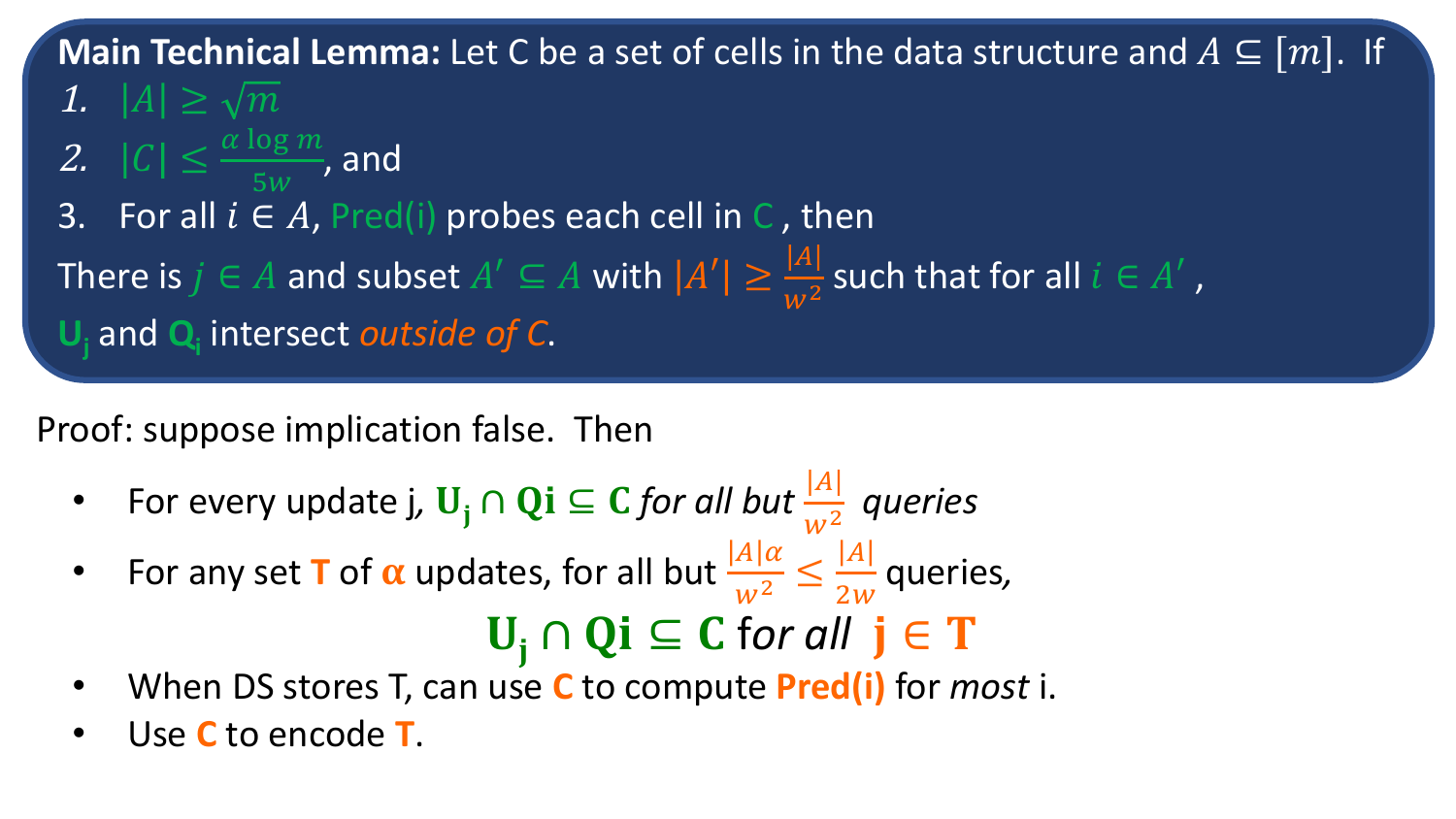**Main Technical Lemma:** Let C be a set of cells in the data structure and $A \subseteq [m]$. If

1. $|A| \geq \sqrt{m}$
2. $|C| \leq \frac{\alpha \log m}{5w}$, and
3. For all $i \in A$, Pred(i) probes each cell in C , then

There is $j \in A$ and subset $A' \subseteq A$ with $|A'| \geq \frac{|A|}{w^2}$ such that for all $i \in A'$ , $\mathbf{U_j}$ and $\mathbf{Q_i}$ intersect *outside of C*.

Proof: suppose implication false. Then

- For every update j, $\mathbf{U_j \cap Qi \subseteq C}$ *for all but* $\frac{|A|}{w^2}$ *queries*
- For any set **T** of $\boldsymbol{\alpha}$ updates, for all but $\frac{|A|\alpha}{w^2} \leq \frac{|A|}{2w}$ queries,

$$\mathbf{U_j \cap Qi \subseteq C} \text{ for all } \mathbf{j \in T}$$

- When DS stores T, can use **C** to compute **Pred(i)** for *most* i.
- Use **C** to encode **T**.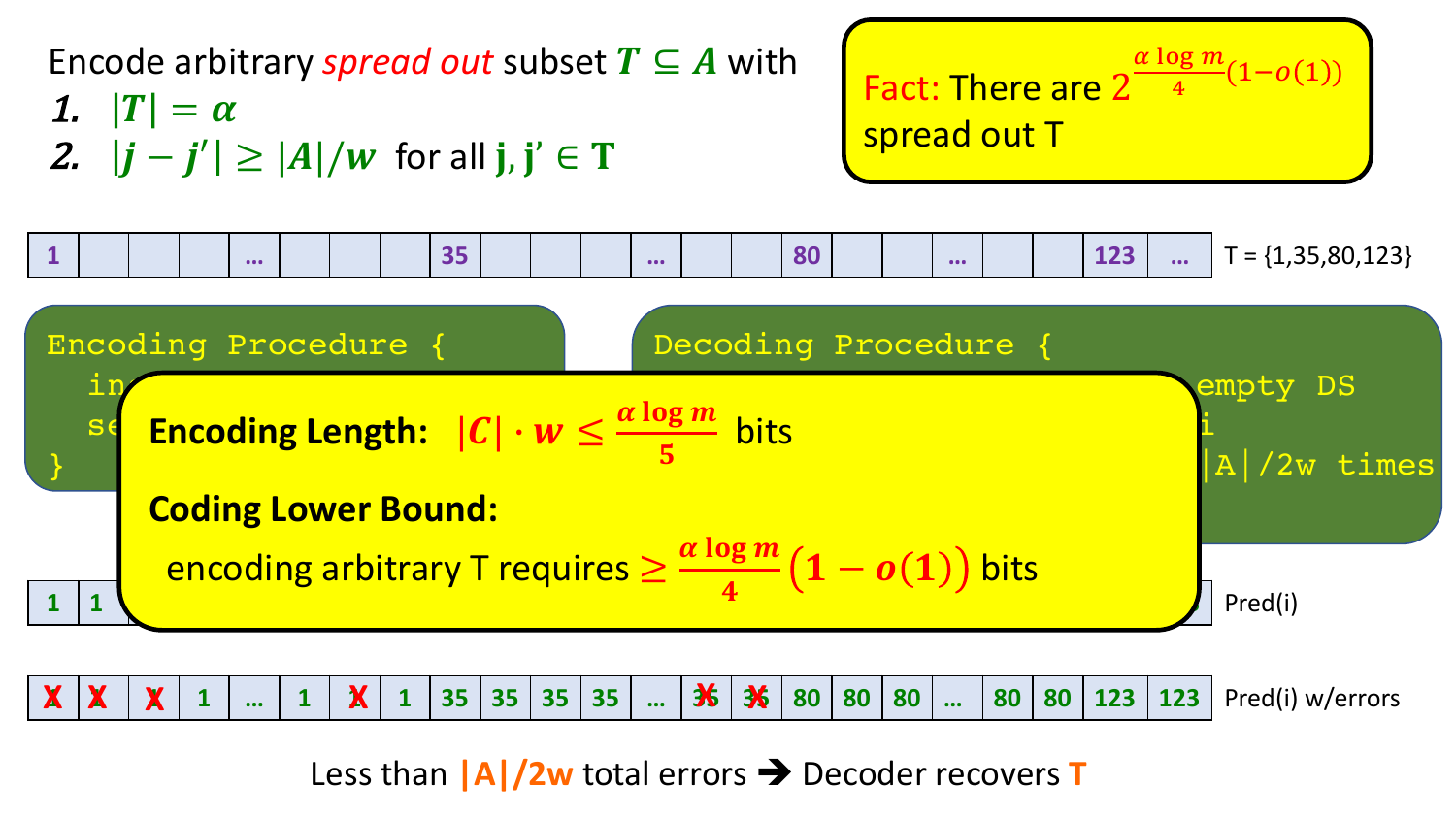Encode arbitrary *spread out* subset $T \subseteq A$ with

1. $|T| = \alpha$
2. $|j - j'| \geq |A|/w$ for all $j, j' \in T$

**Fact:** There are $2^{\frac{\alpha \log m}{4}(1-o(1))}$ spread out T

| 1 | | | | ... | | | | 35 | | | ... | | | 80 | | | ... | | | 123 | ... |
|---|---|---|---|---|---|---|---|---|---|---|---|---|---|---|---|---|---|---|---|---|---|

T = {1,35,80,123}

```
Encoding Procedure {
  in
  se
}
```

```
Decoding Procedure {
                         empty DS
                         i
                         |A|/2w times
```

**Encoding Length:** $|C| \cdot w \leq \frac{\alpha \log m}{5}$ bits

**Coding Lower Bound:**

encoding arbitrary T requires $\geq \frac{\alpha \log m}{4}\left(1 - o(1)\right)$ bits

| 1 | 1 | | | | | | | | | | | | | | | | | | | | |
|---|---|---|---|---|---|---|---|---|---|---|---|---|---|---|---|---|---|---|---|---|---|

Pred(i)

| X | X | X | 1 | ... | 1 | X | 1 | 35 | 35 | 35 | 35 | ... | X | X | 80 | 80 | 80 | ... | 80 | 80 | 123 | 123 |
|---|---|---|---|---|---|---|---|---|---|---|---|---|---|---|---|---|---|---|---|---|---|---|

Pred(i) w/errors

Less than $|A|/2w$ total errors ➔ Decoder recovers T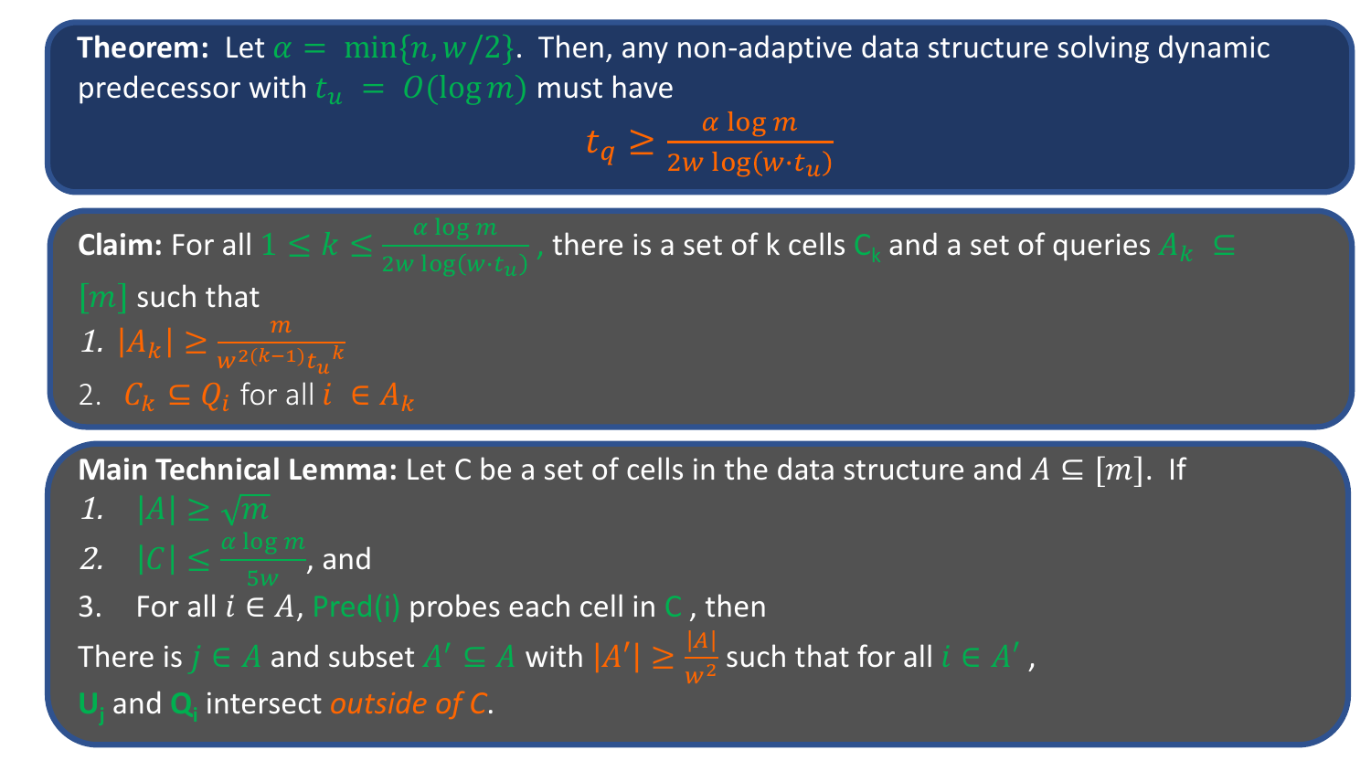**Theorem:** Let $\alpha = \min\{n, w/2\}$. Then, any non-adaptive data structure solving dynamic predecessor with $t_u = O(\log m)$ must have

$$t_q \geq \frac{\alpha \log m}{2w \log(w \cdot t_u)}$$

**Claim:** For all $1 \leq k \leq \frac{\alpha \log m}{2w \log(w \cdot t_u)}$, there is a set of k cells $C_k$ and a set of queries $A_k \subseteq [m]$ such that

1. $|A_k| \geq \frac{m}{w^{2(k-1)} {t_u}^k}$
2. $C_k \subseteq Q_i$ for all $i \in A_k$

**Main Technical Lemma:** Let C be a set of cells in the data structure and $A \subseteq [m]$. If

1. $|A| \geq \sqrt{m}$
2. $|C| \leq \frac{\alpha \log m}{5w}$, and
3. For all $i \in A$, Pred(i) probes each cell in C, then

There is $j \in A$ and subset $A' \subseteq A$ with $|A'| \geq \frac{|A|}{w^2}$ such that for all $i \in A'$,
$U_j$ and $Q_i$ intersect *outside of C*.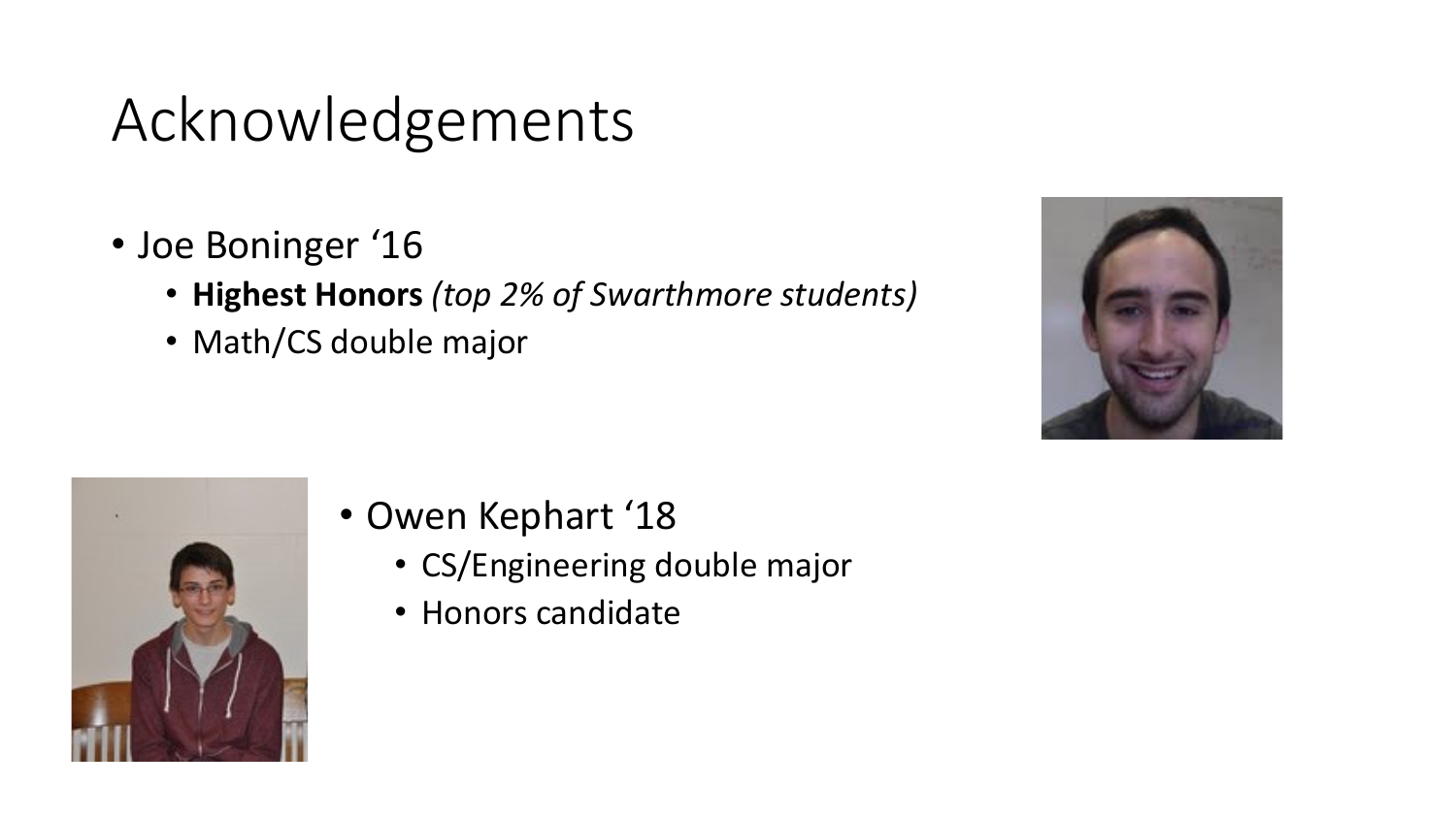# Acknowledgements

- Joe Boninger '16
  - **Highest Honors** *(top 2% of Swarthmore students)*
  - Math/CS double major
- Owen Kephart '18
  - CS/Engineering double major
  - Honors candidate